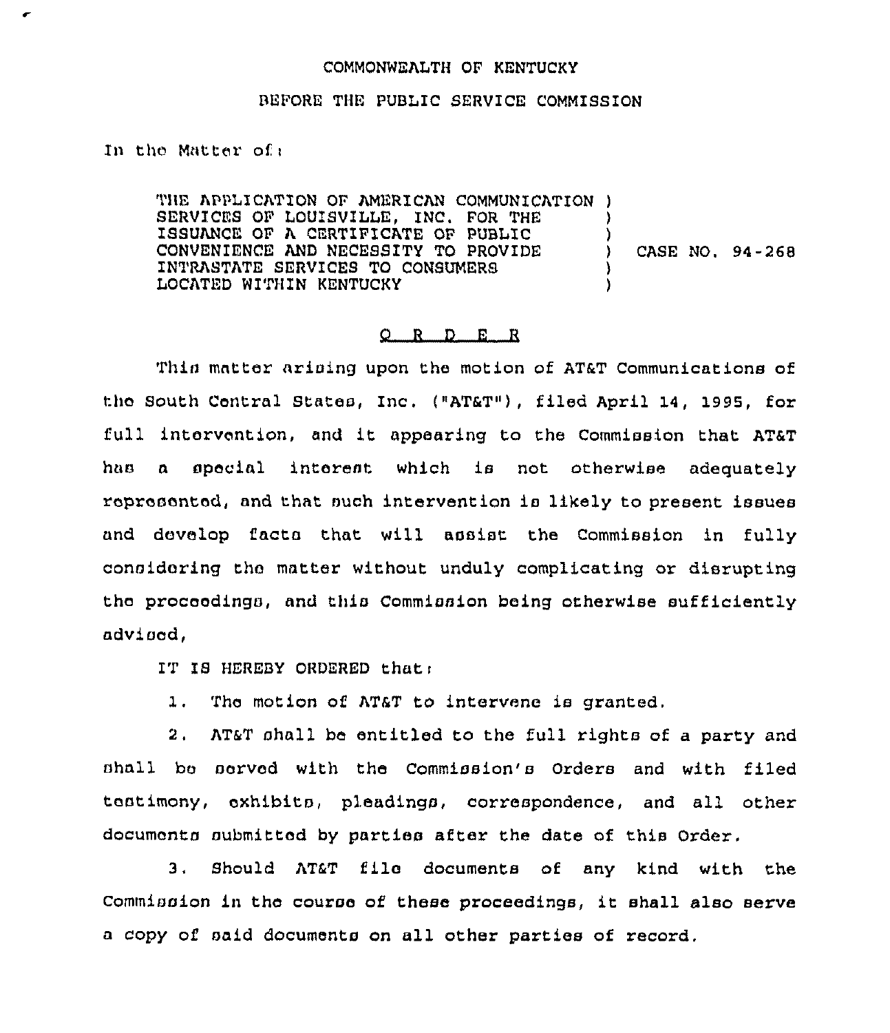COMMONWEALTH OF KENTUCKY

BEFORE THE PUBLIC SERVICE COMMISSION

In the Matter of:

| | | |
|---|---|---|
| THE APPLICATION OF AMERICAN COMMUNICATION SERVICES OF LOUISVILLE, INC. FOR THE ISSUANCE OF A CERTIFICATE OF PUBLIC CONVENIENCE AND NECESSITY TO PROVIDE INTRASTATE SERVICES TO CONSUMERS LOCATED WITHIN KENTUCKY | ) | CASE NO. 94-268 |

O R D E R

This matter arising upon the motion of AT&T Communications of the South Central States, Inc. ("AT&T"), filed April 14, 1995, for full intervention, and it appearing to the Commission that AT&T has a special interest which is not otherwise adequately represented, and that such intervention is likely to present issues and develop facts that will assist the Commission in fully considering the matter without unduly complicating or disrupting the proceedings, and this Commission being otherwise sufficiently advised,

IT IS HEREBY ORDERED that:

1. The motion of AT&T to intervene is granted.

2. AT&T shall be entitled to the full rights of a party and shall be served with the Commission's Orders and with filed testimony, exhibits, pleadings, correspondence, and all other documents submitted by parties after the date of this Order.

3. Should AT&T file documents of any kind with the Commission in the course of these proceedings, it shall also serve a copy of said documents on all other parties of record.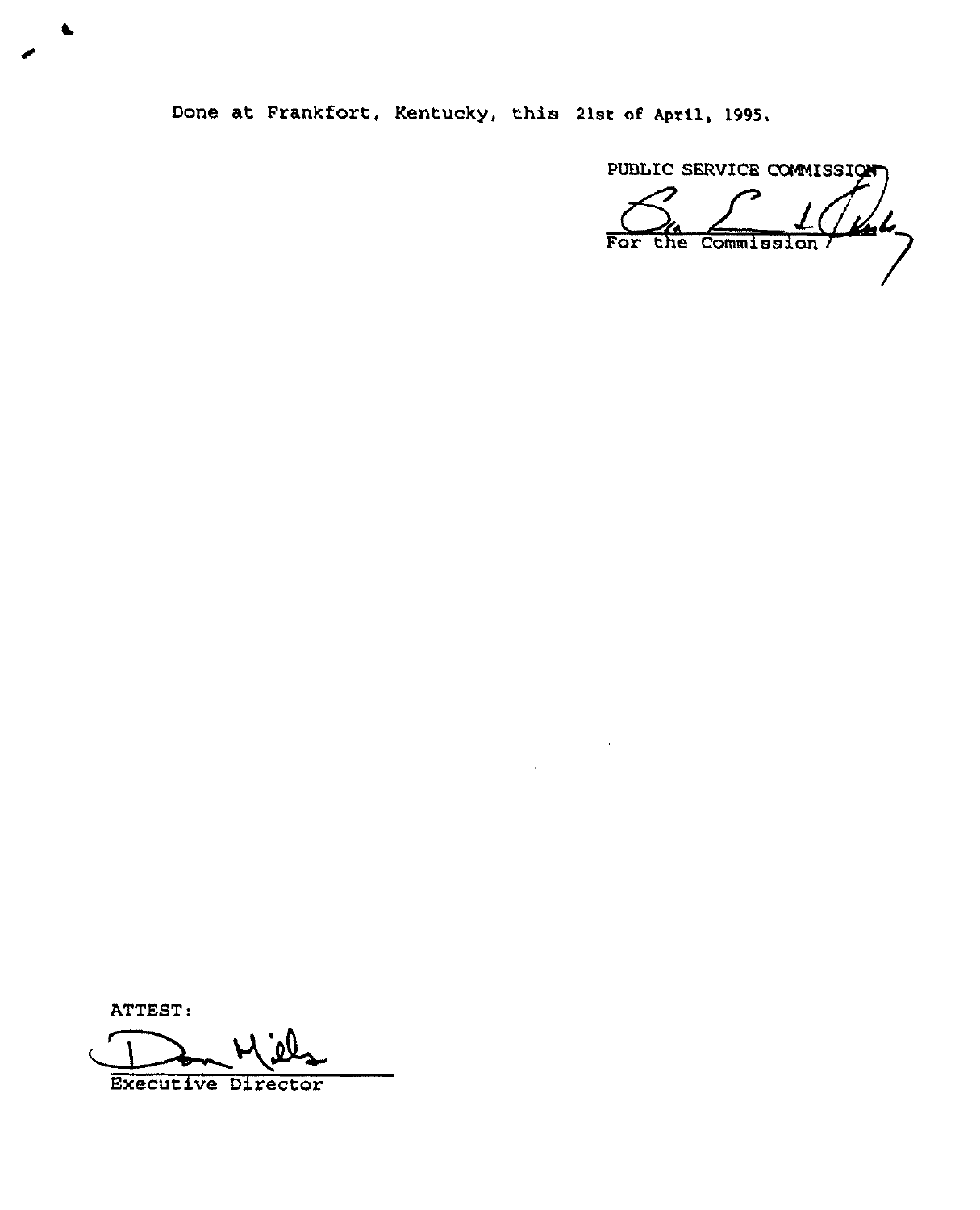Done at Frankfort, Kentucky, this 21st of April, 1995.

PUBLIC SERVICE COMMISSION

For the Commission

ATTEST:

Executive Director